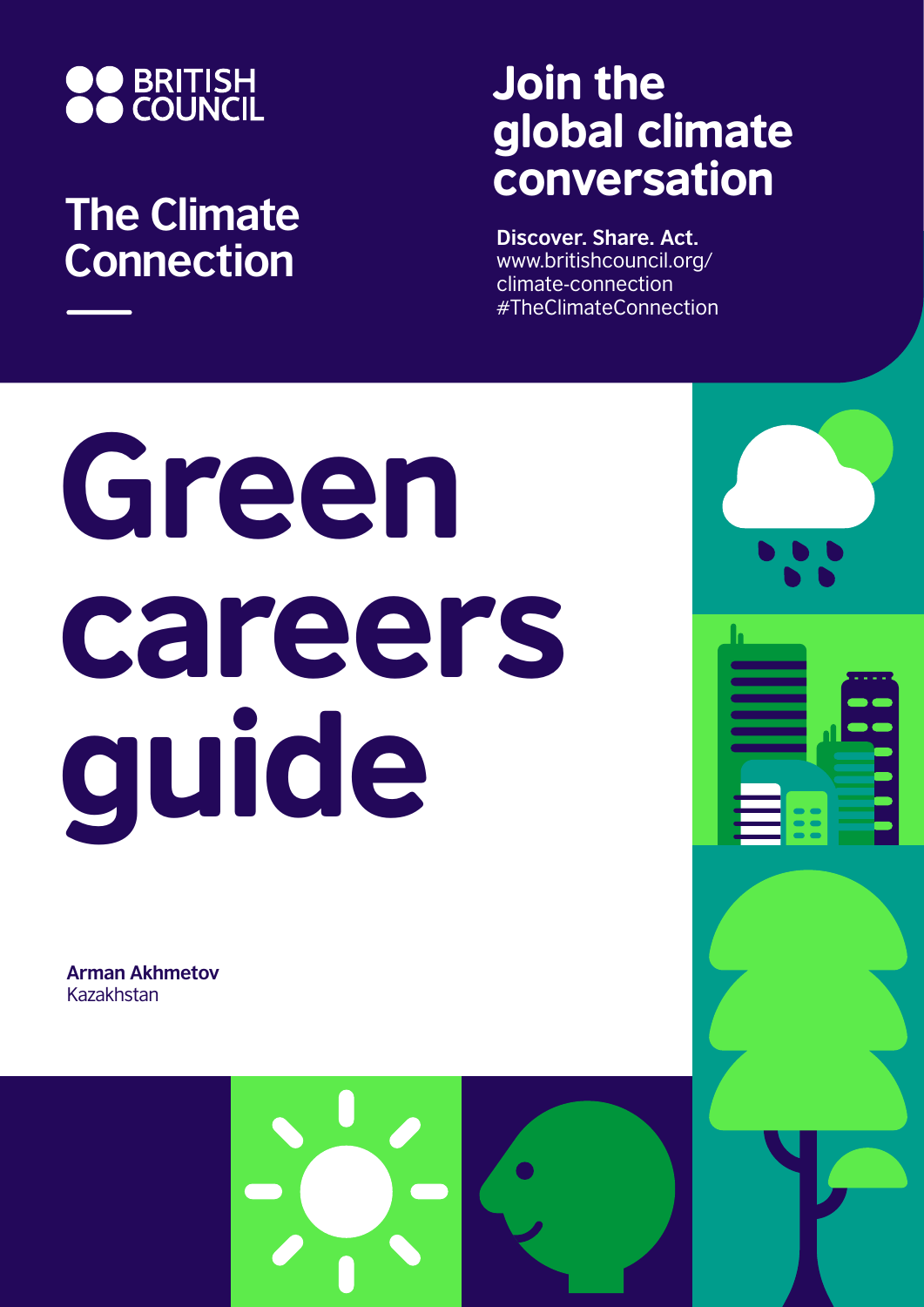BRITISH COUNCIL

## The Climate Connection

## Join the global climate conversation

**Discover. Share. Act.**
www.britishcouncil.org/climate-connection
#TheClimateConnection

# Green careers guide

**Arman Akhmetov**
Kazakhstan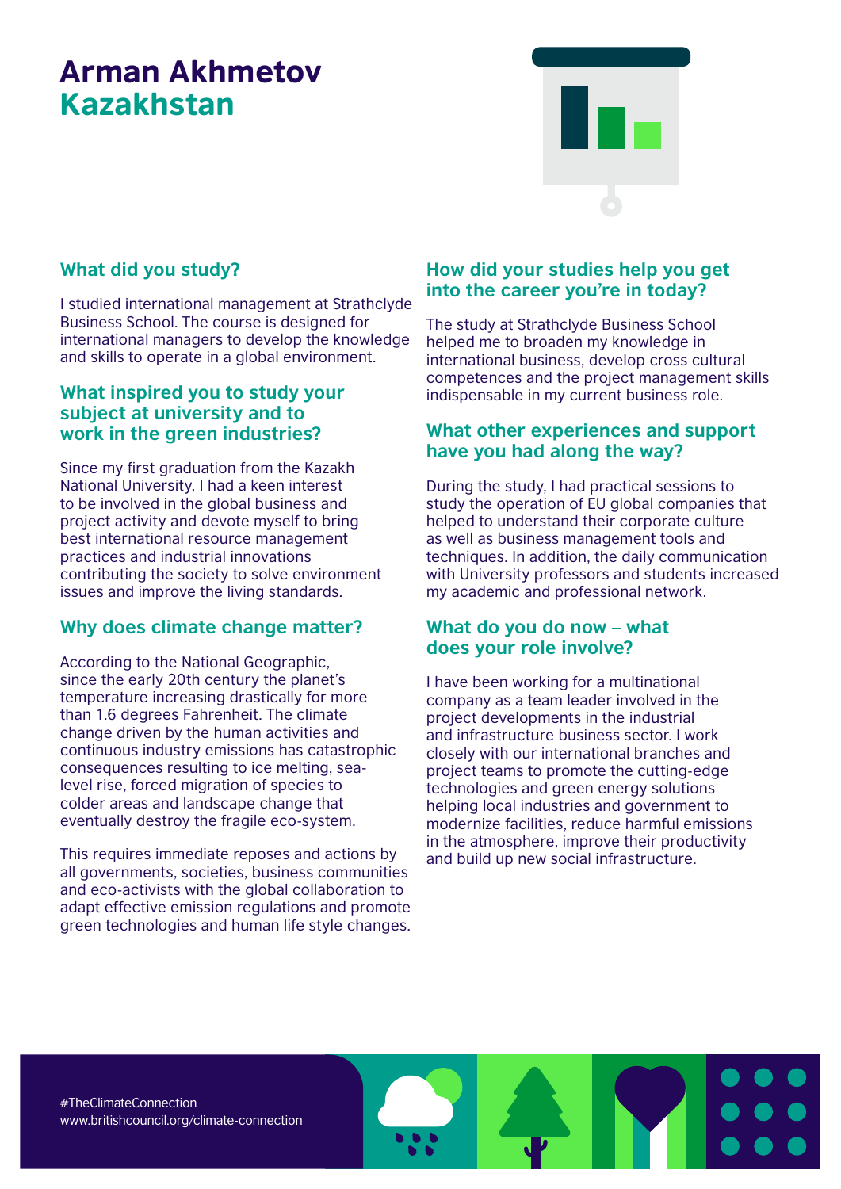# Arman Akhmetov
## Kazakhstan

### What did you study?

I studied international management at Strathclyde Business School. The course is designed for international managers to develop the knowledge and skills to operate in a global environment.

### What inspired you to study your subject at university and to work in the green industries?

Since my first graduation from the Kazakh National University, I had a keen interest to be involved in the global business and project activity and devote myself to bring best international resource management practices and industrial innovations contributing the society to solve environment issues and improve the living standards.

### Why does climate change matter?

According to the National Geographic, since the early 20th century the planet's temperature increasing drastically for more than 1.6 degrees Fahrenheit. The climate change driven by the human activities and continuous industry emissions has catastrophic consequences resulting to ice melting, sea-level rise, forced migration of species to colder areas and landscape change that eventually destroy the fragile eco-system.

This requires immediate reposes and actions by all governments, societies, business communities and eco-activists with the global collaboration to adapt effective emission regulations and promote green technologies and human life style changes.

### How did your studies help you get into the career you're in today?

The study at Strathclyde Business School helped me to broaden my knowledge in international business, develop cross cultural competences and the project management skills indispensable in my current business role.

### What other experiences and support have you had along the way?

During the study, I had practical sessions to study the operation of EU global companies that helped to understand their corporate culture as well as business management tools and techniques. In addition, the daily communication with University professors and students increased my academic and professional network.

### What do you do now – what does your role involve?

I have been working for a multinational company as a team leader involved in the project developments in the industrial and infrastructure business sector. I work closely with our international branches and project teams to promote the cutting-edge technologies and green energy solutions helping local industries and government to modernize facilities, reduce harmful emissions in the atmosphere, improve their productivity and build up new social infrastructure.

#TheClimateConnection
www.britishcouncil.org/climate-connection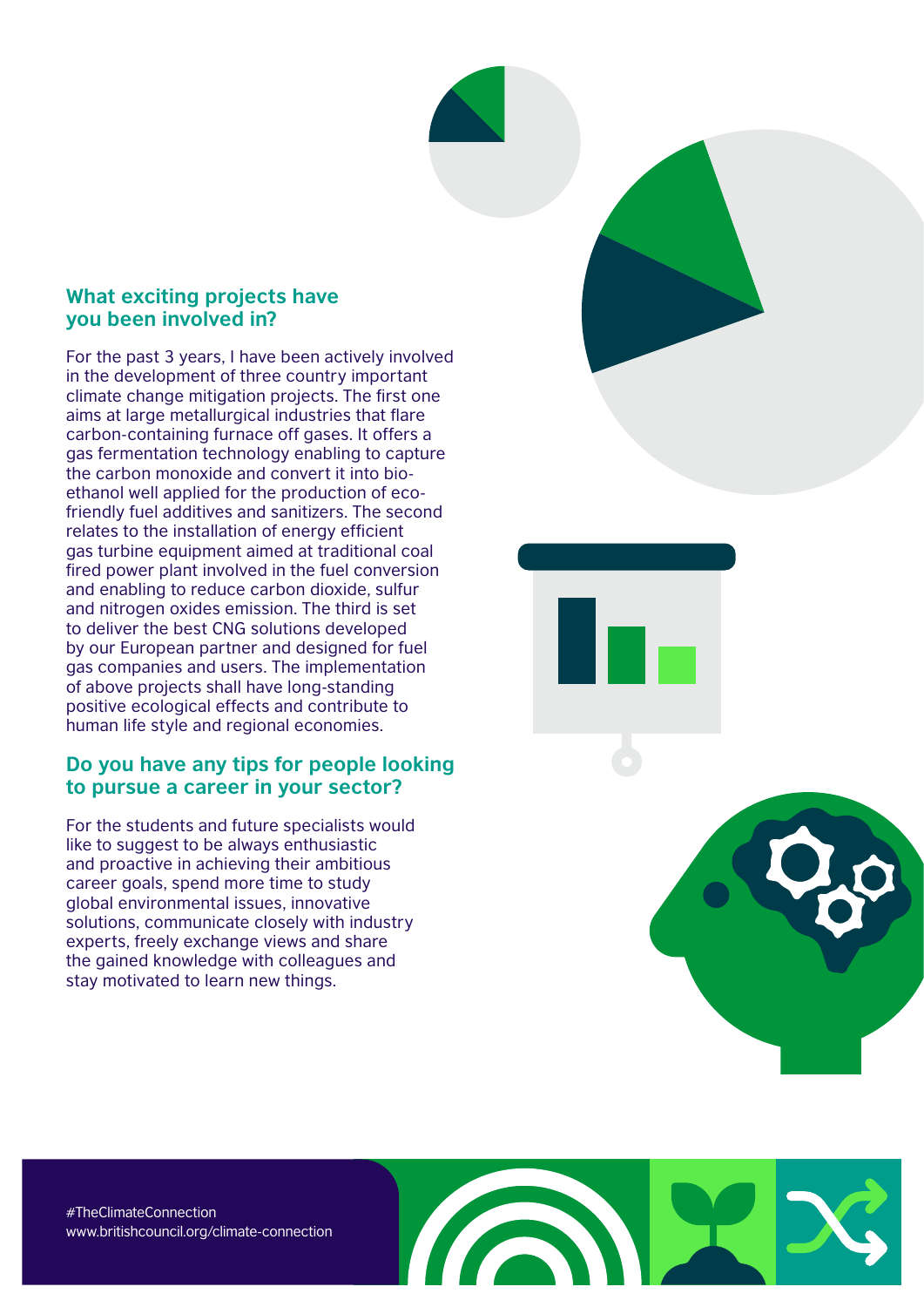## What exciting projects have you been involved in?

For the past 3 years, I have been actively involved in the development of three country important climate change mitigation projects. The first one aims at large metallurgical industries that flare carbon-containing furnace off gases. It offers a gas fermentation technology enabling to capture the carbon monoxide and convert it into bio-ethanol well applied for the production of eco-friendly fuel additives and sanitizers. The second relates to the installation of energy efficient gas turbine equipment aimed at traditional coal fired power plant involved in the fuel conversion and enabling to reduce carbon dioxide, sulfur and nitrogen oxides emission. The third is set to deliver the best CNG solutions developed by our European partner and designed for fuel gas companies and users. The implementation of above projects shall have long-standing positive ecological effects and contribute to human life style and regional economies.

## Do you have any tips for people looking to pursue a career in your sector?

For the students and future specialists would like to suggest to be always enthusiastic and proactive in achieving their ambitious career goals, spend more time to study global environmental issues, innovative solutions, communicate closely with industry experts, freely exchange views and share the gained knowledge with colleagues and stay motivated to learn new things.

#TheClimateConnection
www.britishcouncil.org/climate-connection